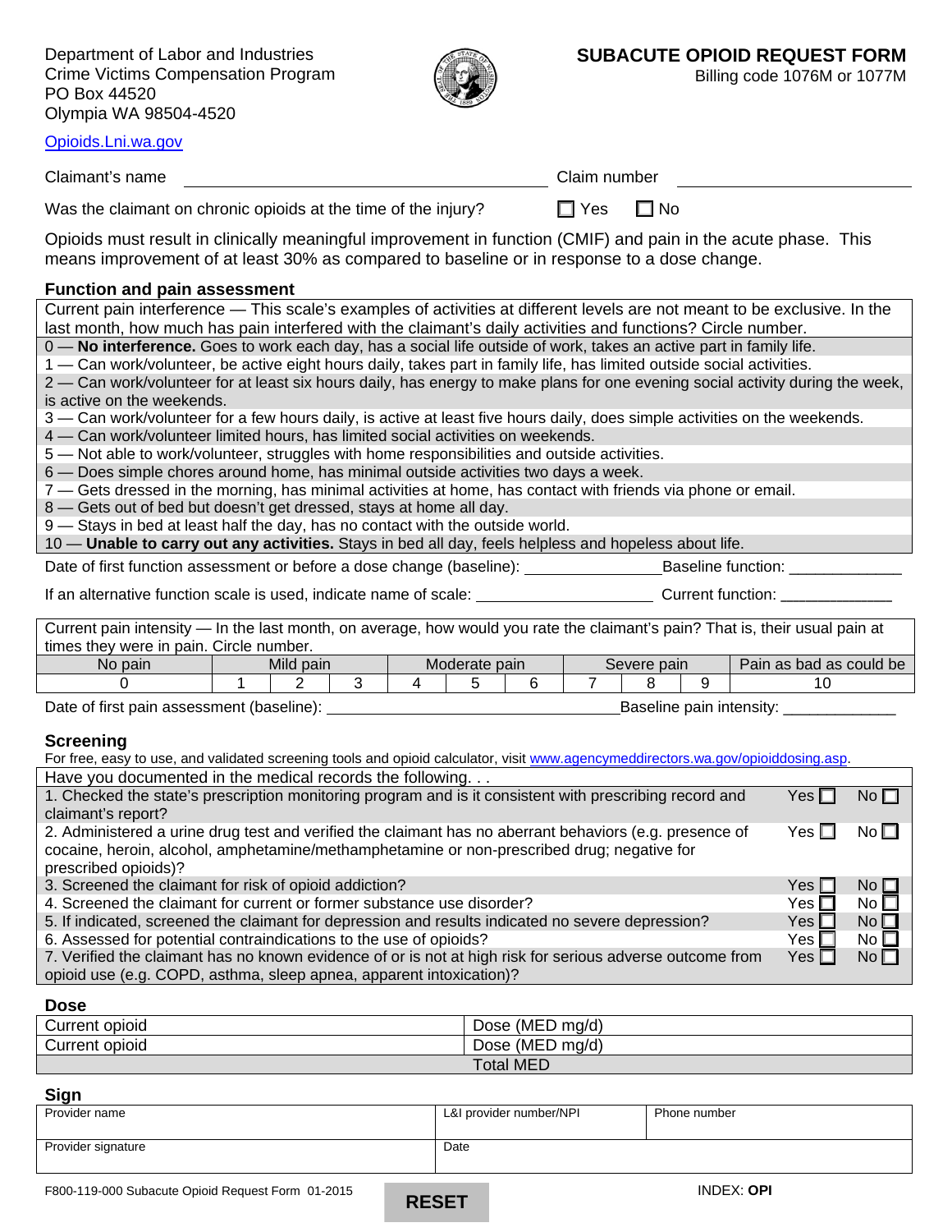Department of Labor and Industries
Crime Victims Compensation Program
PO Box 44520
Olympia WA 98504-4520

[Opioids.Lni.wa.gov](http://Opioids.Lni.wa.gov)

# SUBACUTE OPIOID REQUEST FORM

Billing code 1076M or 1077M

Claimant's name ______________________ Claim number ______________________

Was the claimant on chronic opioids at the time of the injury? ☐ Yes ☐ No

Opioids must result in clinically meaningful improvement in function (CMIF) and pain in the acute phase. This means improvement of at least 30% as compared to baseline or in response to a dose change.

## Function and pain assessment

Current pain interference — This scale's examples of activities at different levels are not meant to be exclusive. In the last month, how much has pain interfered with the claimant's daily activities and functions? Circle number.

0 — **No interference.** Goes to work each day, has a social life outside of work, takes an active part in family life.
1 — Can work/volunteer, be active eight hours daily, takes part in family life, has limited outside social activities.
2 — Can work/volunteer for at least six hours daily, has energy to make plans for one evening social activity during the week, is active on the weekends.
3 — Can work/volunteer for a few hours daily, is active at least five hours daily, does simple activities on the weekends.
4 — Can work/volunteer limited hours, has limited social activities on weekends.
5 — Not able to work/volunteer, struggles with home responsibilities and outside activities.
6 — Does simple chores around home, has minimal outside activities two days a week.
7 — Gets dressed in the morning, has minimal activities at home, has contact with friends via phone or email.
8 — Gets out of bed but doesn't get dressed, stays at home all day.
9 — Stays in bed at least half the day, has no contact with the outside world.
10 — **Unable to carry out any activities.** Stays in bed all day, feels helpless and hopeless about life.

Date of first function assessment or before a dose change (baseline): ______________ Baseline function: ____________

If an alternative function scale is used, indicate name of scale: ____________________ Current function: ____________

Current pain intensity — In the last month, on average, how would you rate the claimant's pain? That is, their usual pain at times they were in pain. Circle number.

| No pain | Mild pain | | | Moderate pain | | | Severe pain | | | Pain as bad as could be |
|---|---|---|---|---|---|---|---|---|---|---|
| 0 | 1 | 2 | 3 | 4 | 5 | 6 | 7 | 8 | 9 | 10 |

Date of first pain assessment (baseline): ______________________________ Baseline pain intensity: ____________

## Screening

For free, easy to use, and validated screening tools and opioid calculator, visit [www.agencymeddirectors.wa.gov/opioiddosing.asp](http://www.agencymeddirectors.wa.gov/opioiddosing.asp).

| Have you documented in the medical records the following. . . | | |
|---|---|---|
| 1. Checked the state's prescription monitoring program and is it consistent with prescribing record and claimant's report? | Yes ☐ | No ☐ |
| 2. Administered a urine drug test and verified the claimant has no aberrant behaviors (e.g. presence of cocaine, heroin, alcohol, amphetamine/methamphetamine or non-prescribed drug; negative for prescribed opioids)? | Yes ☐ | No ☐ |
| 3. Screened the claimant for risk of opioid addiction? | Yes ☐ | No ☐ |
| 4. Screened the claimant for current or former substance use disorder? | Yes ☐ | No ☐ |
| 5. If indicated, screened the claimant for depression and results indicated no severe depression? | Yes ☐ | No ☐ |
| 6. Assessed for potential contraindications to the use of opioids? | Yes ☐ | No ☐ |
| 7. Verified the claimant has no known evidence of or is not at high risk for serious adverse outcome from opioid use (e.g. COPD, asthma, sleep apnea, apparent intoxication)? | Yes ☐ | No ☐ |

## Dose

| Current opioid | Dose (MED mg/d) |
|---|---|
| Current opioid | Dose (MED mg/d) |
| | Total MED |

## Sign

| Provider name | L&I provider number/NPI | Phone number |
|---|---|---|
| Provider signature | Date | |

F800-119-000 Subacute Opioid Request Form 01-2015 RESET INDEX: **OPI**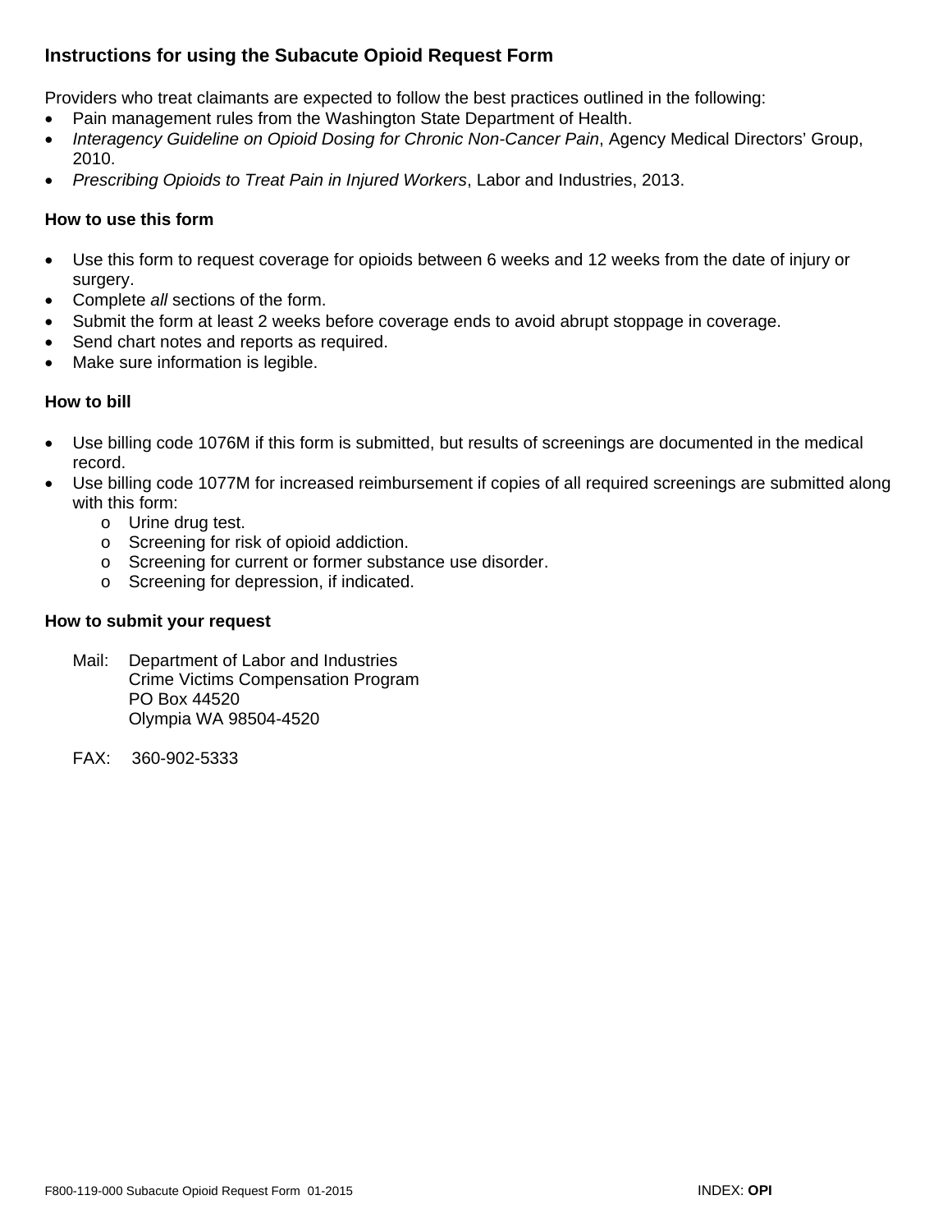## Instructions for using the Subacute Opioid Request Form

Providers who treat claimants are expected to follow the best practices outlined in the following:

- Pain management rules from the Washington State Department of Health.
- *Interagency Guideline on Opioid Dosing for Chronic Non-Cancer Pain*, Agency Medical Directors' Group, 2010.
- *Prescribing Opioids to Treat Pain in Injured Workers*, Labor and Industries, 2013.

### How to use this form

- Use this form to request coverage for opioids between 6 weeks and 12 weeks from the date of injury or surgery.
- Complete *all* sections of the form.
- Submit the form at least 2 weeks before coverage ends to avoid abrupt stoppage in coverage.
- Send chart notes and reports as required.
- Make sure information is legible.

### How to bill

- Use billing code 1076M if this form is submitted, but results of screenings are documented in the medical record.
- Use billing code 1077M for increased reimbursement if copies of all required screenings are submitted along with this form:
    - Urine drug test.
    - Screening for risk of opioid addiction.
    - Screening for current or former substance use disorder.
    - Screening for depression, if indicated.

### How to submit your request

Mail: Department of Labor and Industries
Crime Victims Compensation Program
PO Box 44520
Olympia WA 98504-4520

FAX: 360-902-5333

F800-119-000 Subacute Opioid Request Form 01-2015

INDEX: **OPI**